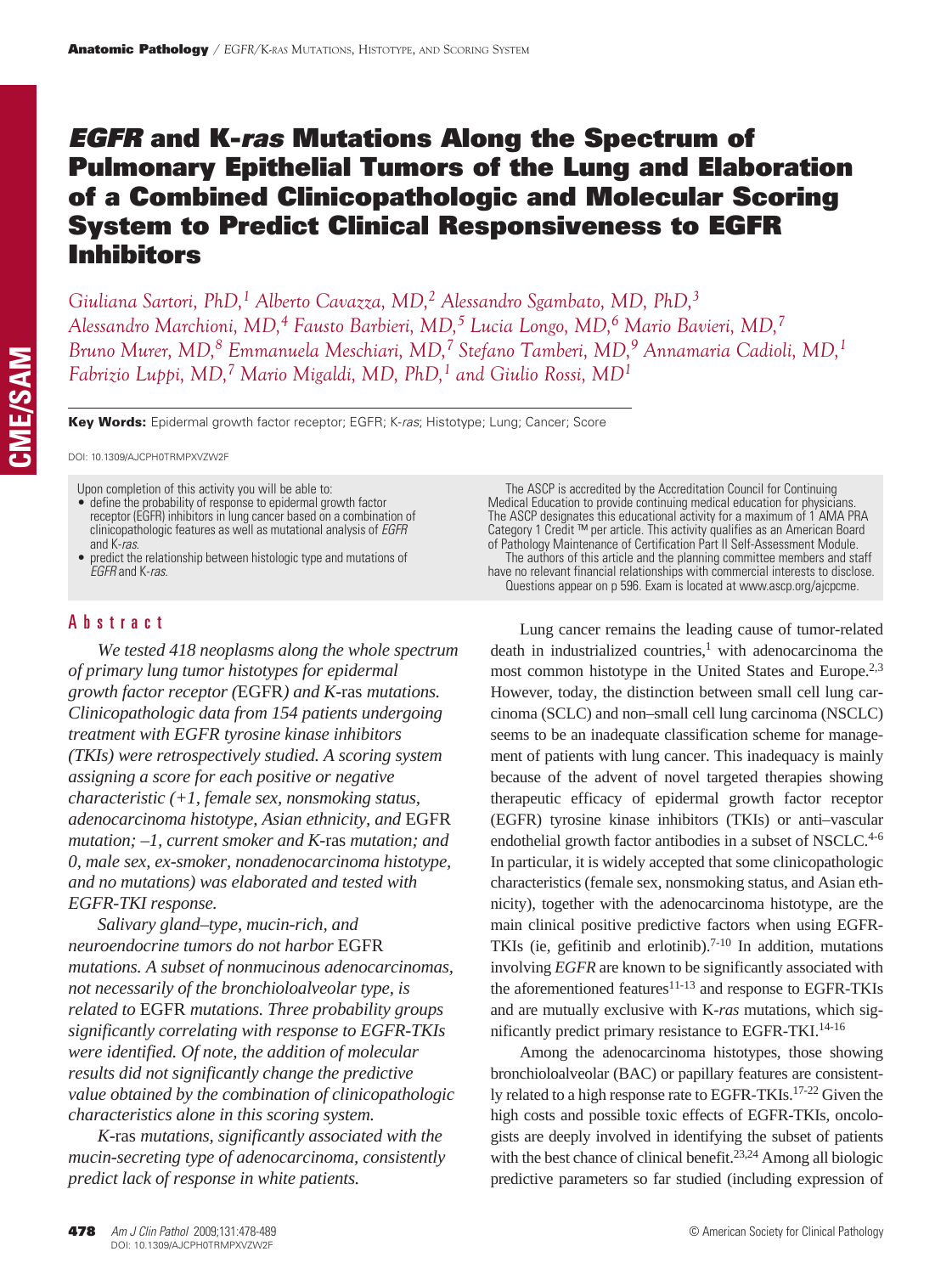# *EGFR* and K-*ras* Mutations Along the Spectrum of Pulmonary Epithelial Tumors of the Lung and Elaboration of a Combined Clinicopathologic and Molecular Scoring System to Predict Clinical Responsiveness to EGFR Inhibitors

*Giuliana Sartori, PhD,[1] Alberto Cavazza, MD,[2] Alessandro Sgambato, MD, PhD,[3] Alessandro Marchioni, MD,[4] Fausto Barbieri, MD,[5] Lucia Longo, MD,[6] Mario Bavieri, MD,[7] Bruno Murer, MD,[8] Emmanuela Meschiari, MD,[7] Stefano Tamberi, MD,[9] Annamaria Cadioli, MD,[1] Fabrizio Luppi, MD,[7] Mario Migaldi, MD, PhD,[1] and Giulio Rossi, MD[1]*

**Key Words:** Epidermal growth factor receptor; EGFR; K-*ras*; Histotype; Lung; Cancer; Score

DOI: 10.1309/AJCPH0TRMPXVZW2F

Upon completion of this activity you will be able to:

- define the probability of response to epidermal growth factor receptor (EGFR) inhibitors in lung cancer based on a combination of clinicopathologic features as well as mutational analysis of *EGFR* and K-*ras*.
- predict the relationship between histologic type and mutations of *EGFR* and K-*ras*.

The ASCP is accredited by the Accreditation Council for Continuing Medical Education to provide continuing medical education for physicians. The ASCP designates this educational activity for a maximum of 1 AMA PRA Category 1 Credit ™ per article. This activity qualifies as an American Board of Pathology Maintenance of Certification Part II Self-Assessment Module.

The authors of this article and the planning committee members and staff have no relevant financial relationships with commercial interests to disclose.

Questions appear on p 596. Exam is located at www.ascp.org/ajcpcme.

## Abstract

*We tested 418 neoplasms along the whole spectrum of primary lung tumor histotypes for epidermal growth factor receptor (*EGFR*) and K-*ras* mutations. Clinicopathologic data from 154 patients undergoing treatment with EGFR tyrosine kinase inhibitors (TKIs) were retrospectively studied. A scoring system assigning a score for each positive or negative characteristic (+1, female sex, nonsmoking status, adenocarcinoma histotype, Asian ethnicity, and* EGFR *mutation; –1, current smoker and K-*ras *mutation; and 0, male sex, ex-smoker, nonadenocarcinoma histotype, and no mutations) was elaborated and tested with EGFR-TKI response.*

*Salivary gland–type, mucin-rich, and neuroendocrine tumors do not harbor* EGFR *mutations. A subset of nonmucinous adenocarcinomas, not necessarily of the bronchioloalveolar type, is related to* EGFR *mutations. Three probability groups significantly correlating with response to EGFR-TKIs were identified. Of note, the addition of molecular results did not significantly change the predictive value obtained by the combination of clinicopathologic characteristics alone in this scoring system.*

*K-*ras *mutations, significantly associated with the mucin-secreting type of adenocarcinoma, consistently predict lack of response in white patients.*

Lung cancer remains the leading cause of tumor-related death in industrialized countries,[1] with adenocarcinoma the most common histotype in the United States and Europe.[2,3] However, today, the distinction between small cell lung carcinoma (SCLC) and non–small cell lung carcinoma (NSCLC) seems to be an inadequate classification scheme for management of patients with lung cancer. This inadequacy is mainly because of the advent of novel targeted therapies showing therapeutic efficacy of epidermal growth factor receptor (EGFR) tyrosine kinase inhibitors (TKIs) or anti–vascular endothelial growth factor antibodies in a subset of NSCLC.[4-6] In particular, it is widely accepted that some clinicopathologic characteristics (female sex, nonsmoking status, and Asian ethnicity), together with the adenocarcinoma histotype, are the main clinical positive predictive factors when using EGFR-TKIs (ie, gefitinib and erlotinib).[7-10] In addition, mutations involving *EGFR* are known to be significantly associated with the aforementioned features[11-13] and response to EGFR-TKIs and are mutually exclusive with K-*ras* mutations, which significantly predict primary resistance to EGFR-TKI.[14-16]

Among the adenocarcinoma histotypes, those showing bronchioloalveolar (BAC) or papillary features are consistently related to a high response rate to EGFR-TKIs.[17-22] Given the high costs and possible toxic effects of EGFR-TKIs, oncologists are deeply involved in identifying the subset of patients with the best chance of clinical benefit.[23,24] Among all biologic predictive parameters so far studied (including expression of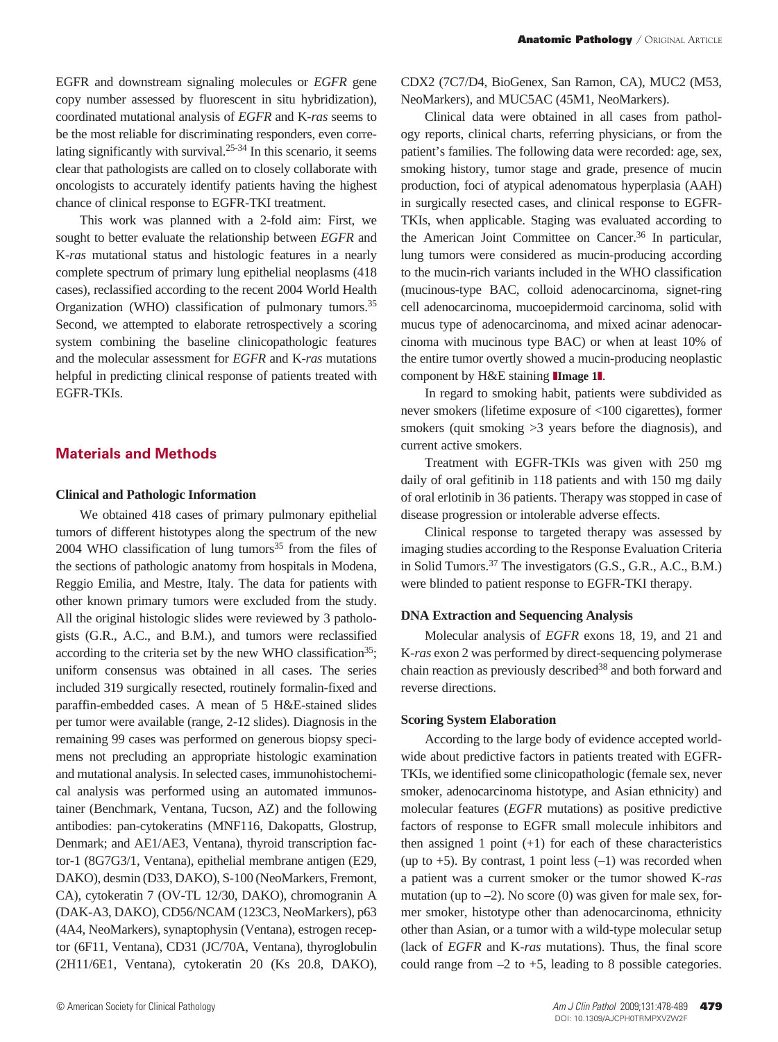EGFR and downstream signaling molecules or *EGFR* gene copy number assessed by fluorescent in situ hybridization), coordinated mutational analysis of *EGFR* and K-*ras* seems to be the most reliable for discriminating responders, even correlating significantly with survival.[25-34] In this scenario, it seems clear that pathologists are called on to closely collaborate with oncologists to accurately identify patients having the highest chance of clinical response to EGFR-TKI treatment.

This work was planned with a 2-fold aim: First, we sought to better evaluate the relationship between *EGFR* and K-*ras* mutational status and histologic features in a nearly complete spectrum of primary lung epithelial neoplasms (418 cases), reclassified according to the recent 2004 World Health Organization (WHO) classification of pulmonary tumors.[35] Second, we attempted to elaborate retrospectively a scoring system combining the baseline clinicopathologic features and the molecular assessment for *EGFR* and K-*ras* mutations helpful in predicting clinical response of patients treated with EGFR-TKIs.

## Materials and Methods

### Clinical and Pathologic Information

We obtained 418 cases of primary pulmonary epithelial tumors of different histotypes along the spectrum of the new 2004 WHO classification of lung tumors[35] from the files of the sections of pathologic anatomy from hospitals in Modena, Reggio Emilia, and Mestre, Italy. The data for patients with other known primary tumors were excluded from the study. All the original histologic slides were reviewed by 3 pathologists (G.R., A.C., and B.M.), and tumors were reclassified according to the criteria set by the new WHO classification[35]; uniform consensus was obtained in all cases. The series included 319 surgically resected, routinely formalin-fixed and paraffin-embedded cases. A mean of 5 H&E-stained slides per tumor were available (range, 2-12 slides). Diagnosis in the remaining 99 cases was performed on generous biopsy specimens not precluding an appropriate histologic examination and mutational analysis. In selected cases, immunohistochemical analysis was performed using an automated immunostainer (Benchmark, Ventana, Tucson, AZ) and the following antibodies: pan-cytokeratins (MNF116, Dakopatts, Glostrup, Denmark; and AE1/AE3, Ventana), thyroid transcription factor-1 (8G7G3/1, Ventana), epithelial membrane antigen (E29, DAKO), desmin (D33, DAKO), S-100 (NeoMarkers, Fremont, CA), cytokeratin 7 (OV-TL 12/30, DAKO), chromogranin A (DAK-A3, DAKO), CD56/NCAM (123C3, NeoMarkers), p63 (4A4, NeoMarkers), synaptophysin (Ventana), estrogen receptor (6F11, Ventana), CD31 (JC/70A, Ventana), thyroglobulin (2H11/6E1, Ventana), cytokeratin 20 (Ks 20.8, DAKO), CDX2 (7C7/D4, BioGenex, San Ramon, CA), MUC2 (M53, NeoMarkers), and MUC5AC (45M1, NeoMarkers).

Clinical data were obtained in all cases from pathology reports, clinical charts, referring physicians, or from the patient's families. The following data were recorded: age, sex, smoking history, tumor stage and grade, presence of mucin production, foci of atypical adenomatous hyperplasia (AAH) in surgically resected cases, and clinical response to EGFR-TKIs, when applicable. Staging was evaluated according to the American Joint Committee on Cancer.[36] In particular, lung tumors were considered as mucin-producing according to the mucin-rich variants included in the WHO classification (mucinous-type BAC, colloid adenocarcinoma, signet-ring cell adenocarcinoma, mucoepidermoid carcinoma, solid with mucus type of adenocarcinoma, and mixed acinar adenocarcinoma with mucinous type BAC) or when at least 10% of the entire tumor overtly showed a mucin-producing neoplastic component by H&E staining **Image 1**.

In regard to smoking habit, patients were subdivided as never smokers (lifetime exposure of <100 cigarettes), former smokers (quit smoking >3 years before the diagnosis), and current active smokers.

Treatment with EGFR-TKIs was given with 250 mg daily of oral gefitinib in 118 patients and with 150 mg daily of oral erlotinib in 36 patients. Therapy was stopped in case of disease progression or intolerable adverse effects.

Clinical response to targeted therapy was assessed by imaging studies according to the Response Evaluation Criteria in Solid Tumors.[37] The investigators (G.S., G.R., A.C., B.M.) were blinded to patient response to EGFR-TKI therapy.

### DNA Extraction and Sequencing Analysis

Molecular analysis of *EGFR* exons 18, 19, and 21 and K-*ras* exon 2 was performed by direct-sequencing polymerase chain reaction as previously described[38] and both forward and reverse directions.

### Scoring System Elaboration

According to the large body of evidence accepted worldwide about predictive factors in patients treated with EGFR-TKIs, we identified some clinicopathologic (female sex, never smoker, adenocarcinoma histotype, and Asian ethnicity) and molecular features (*EGFR* mutations) as positive predictive factors of response to EGFR small molecule inhibitors and then assigned 1 point (+1) for each of these characteristics (up to +5). By contrast, 1 point less (–1) was recorded when a patient was a current smoker or the tumor showed K-*ras* mutation (up to –2). No score (0) was given for male sex, former smoker, histotype other than adenocarcinoma, ethnicity other than Asian, or a tumor with a wild-type molecular setup (lack of *EGFR* and K-*ras* mutations). Thus, the final score could range from –2 to +5, leading to 8 possible categories.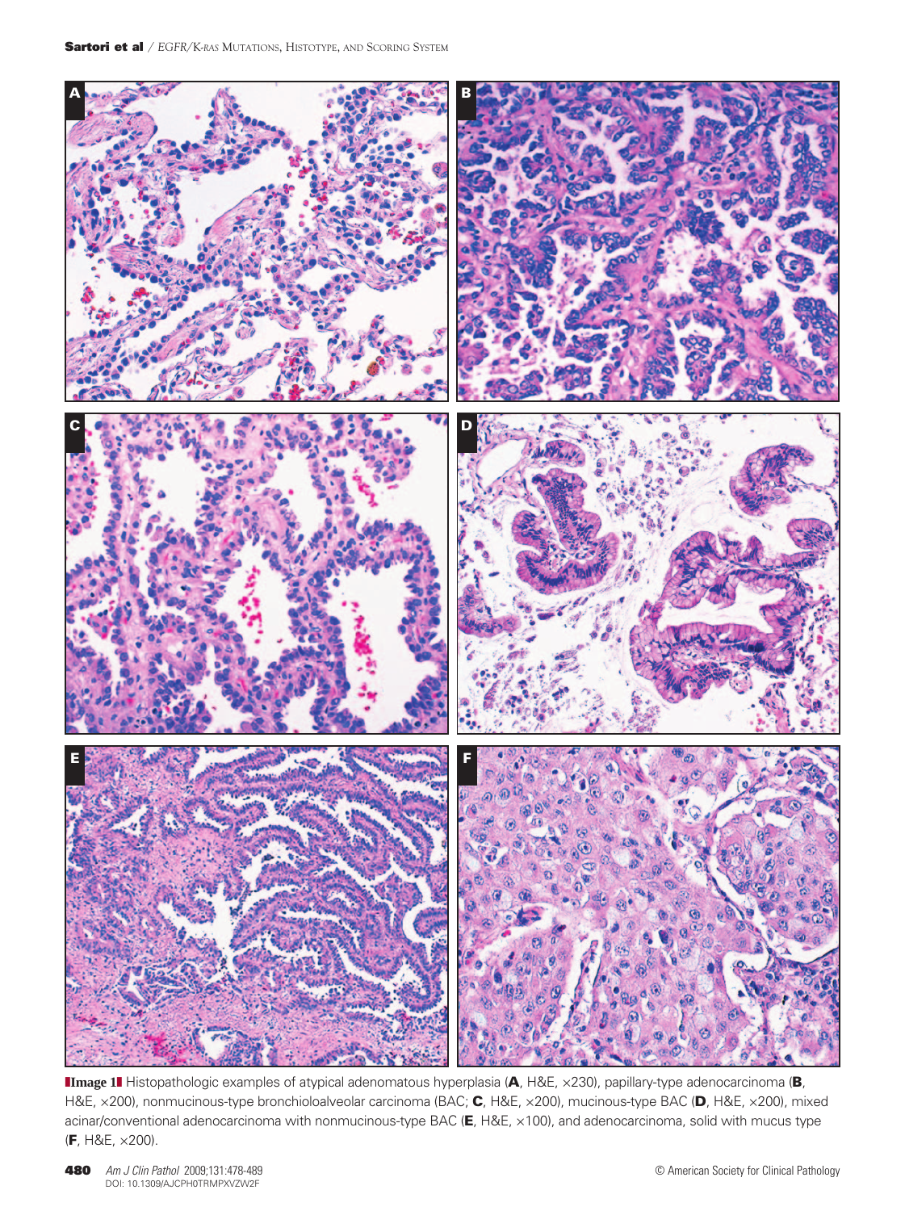**Image 1** Histopathologic examples of atypical adenomatous hyperplasia (**A**, H&E, ×230), papillary-type adenocarcinoma (**B**, H&E, ×200), nonmucinous-type bronchioloalveolar carcinoma (BAC; **C**, H&E, ×200), mucinous-type BAC (**D**, H&E, ×200), mixed acinar/conventional adenocarcinoma with nonmucinous-type BAC (**E**, H&E, ×100), and adenocarcinoma, solid with mucus type (**F**, H&E, ×200).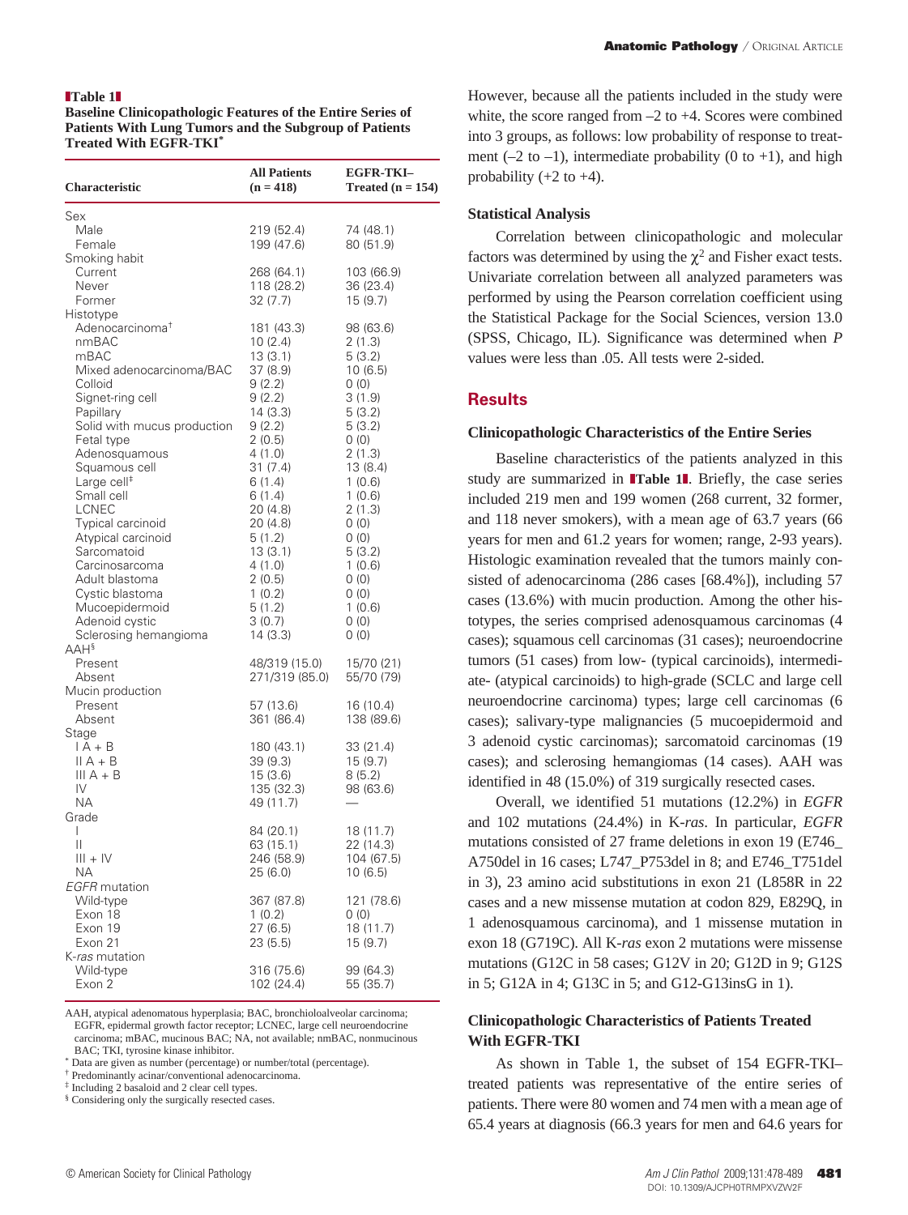**Table 1**
**Baseline Clinicopathologic Features of the Entire Series of Patients With Lung Tumors and the Subgroup of Patients Treated With EGFR-TKI***

| Characteristic | All Patients (n = 418) | EGFR-TKI–Treated (n = 154) |
|---|---|---|
| Sex | | |
| Male | 219 (52.4) | 74 (48.1) |
| Female | 199 (47.6) | 80 (51.9) |
| Smoking habit | | |
| Current | 268 (64.1) | 103 (66.9) |
| Never | 118 (28.2) | 36 (23.4) |
| Former | 32 (7.7) | 15 (9.7) |
| Histotype | | |
| Adenocarcinoma[†] | 181 (43.3) | 98 (63.6) |
| nmBAC | 10 (2.4) | 2 (1.3) |
| mBAC | 13 (3.1) | 5 (3.2) |
| Mixed adenocarcinoma/BAC | 37 (8.9) | 10 (6.5) |
| Colloid | 9 (2.2) | 0 (0) |
| Signet-ring cell | 9 (2.2) | 3 (1.9) |
| Papillary | 14 (3.3) | 5 (3.2) |
| Solid with mucus production | 9 (2.2) | 5 (3.2) |
| Fetal type | 2 (0.5) | 0 (0) |
| Adenosquamous | 4 (1.0) | 2 (1.3) |
| Squamous cell | 31 (7.4) | 13 (8.4) |
| Large cell[‡] | 6 (1.4) | 1 (0.6) |
| Small cell | 6 (1.4) | 1 (0.6) |
| LCNEC | 20 (4.8) | 2 (1.3) |
| Typical carcinoid | 20 (4.8) | 0 (0) |
| Atypical carcinoid | 5 (1.2) | 0 (0) |
| Sarcomatoid | 13 (3.1) | 5 (3.2) |
| Carcinosarcoma | 4 (1.0) | 1 (0.6) |
| Adult blastoma | 2 (0.5) | 0 (0) |
| Cystic blastoma | 1 (0.2) | 0 (0) |
| Mucoepidermoid | 5 (1.2) | 1 (0.6) |
| Adenoid cystic | 3 (0.7) | 0 (0) |
| Sclerosing hemangioma | 14 (3.3) | 0 (0) |
| AAH[§] | | |
| Present | 48/319 (15.0) | 15/70 (21) |
| Absent | 271/319 (85.0) | 55/70 (79) |
| Mucin production | | |
| Present | 57 (13.6) | 16 (10.4) |
| Absent | 361 (86.4) | 138 (89.6) |
| Stage | | |
| I A + B | 180 (43.1) | 33 (21.4) |
| II A + B | 39 (9.3) | 15 (9.7) |
| III A + B | 15 (3.6) | 8 (5.2) |
| IV | 135 (32.3) | 98 (63.6) |
| NA | 49 (11.7) | — |
| Grade | | |
| I | 84 (20.1) | 18 (11.7) |
| II | 63 (15.1) | 22 (14.3) |
| III + IV | 246 (58.9) | 104 (67.5) |
| NA | 25 (6.0) | 10 (6.5) |
| *EGFR* mutation | | |
| Wild-type | 367 (87.8) | 121 (78.6) |
| Exon 18 | 1 (0.2) | 0 (0) |
| Exon 19 | 27 (6.5) | 18 (11.7) |
| Exon 21 | 23 (5.5) | 15 (9.7) |
| K-*ras* mutation | | |
| Wild-type | 316 (75.6) | 99 (64.3) |
| Exon 2 | 102 (24.4) | 55 (35.7) |

AAH, atypical adenomatous hyperplasia; BAC, bronchioloalveolar carcinoma; EGFR, epidermal growth factor receptor; LCNEC, large cell neuroendocrine carcinoma; mBAC, mucinous BAC; NA, not available; nmBAC, nonmucinous BAC; TKI, tyrosine kinase inhibitor.
\* Data are given as number (percentage) or number/total (percentage).
[†] Predominantly acinar/conventional adenocarcinoma.
[‡] Including 2 basaloid and 2 clear cell types.
[§] Considering only the surgically resected cases.

However, because all the patients included in the study were white, the score ranged from –2 to +4. Scores were combined into 3 groups, as follows: low probability of response to treatment (–2 to –1), intermediate probability (0 to +1), and high probability (+2 to +4).

### Statistical Analysis

Correlation between clinicopathologic and molecular factors was determined by using the $\chi^2$ and Fisher exact tests. Univariate correlation between all analyzed parameters was performed by using the Pearson correlation coefficient using the Statistical Package for the Social Sciences, version 13.0 (SPSS, Chicago, IL). Significance was determined when *P* values were less than .05. All tests were 2-sided.

## Results

### Clinicopathologic Characteristics of the Entire Series

Baseline characteristics of the patients analyzed in this study are summarized in **Table 1**. Briefly, the case series included 219 men and 199 women (268 current, 32 former, and 118 never smokers), with a mean age of 63.7 years (66 years for men and 61.2 years for women; range, 2-93 years). Histologic examination revealed that the tumors mainly consisted of adenocarcinoma (286 cases [68.4%]), including 57 cases (13.6%) with mucin production. Among the other histotypes, the series comprised adenosquamous carcinomas (4 cases); squamous cell carcinomas (31 cases); neuroendocrine tumors (51 cases) from low- (typical carcinoids), intermediate- (atypical carcinoids) to high-grade (SCLC and large cell neuroendocrine carcinoma) types; large cell carcinomas (6 cases); salivary-type malignancies (5 mucoepidermoid and 3 adenoid cystic carcinomas); sarcomatoid carcinomas (19 cases); and sclerosing hemangiomas (14 cases). AAH was identified in 48 (15.0%) of 319 surgically resected cases.

Overall, we identified 51 mutations (12.2%) in *EGFR* and 102 mutations (24.4%) in K-*ras*. In particular, *EGFR* mutations consisted of 27 frame deletions in exon 19 (E746_A750del in 16 cases; L747_P753del in 8; and E746_T751del in 3), 23 amino acid substitutions in exon 21 (L858R in 22 cases and a new missense mutation at codon 829, E829Q, in 1 adenosquamous carcinoma), and 1 missense mutation in exon 18 (G719C). All K-*ras* exon 2 mutations were missense mutations (G12C in 58 cases; G12V in 20; G12D in 9; G12S in 5; G12A in 4; G13C in 5; and G12-G13insG in 1).

### Clinicopathologic Characteristics of Patients Treated With EGFR-TKI

As shown in Table 1, the subset of 154 EGFR-TKI–treated patients was representative of the entire series of patients. There were 80 women and 74 men with a mean age of 65.4 years at diagnosis (66.3 years for men and 64.6 years for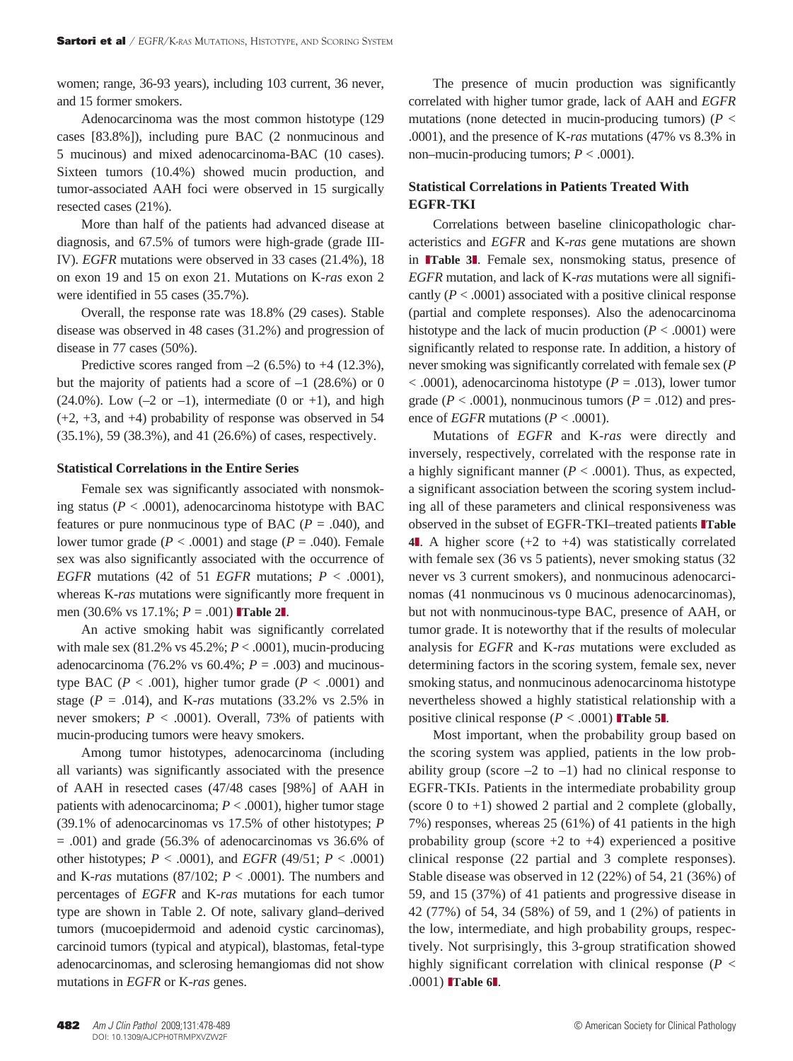women; range, 36-93 years), including 103 current, 36 never, and 15 former smokers.

Adenocarcinoma was the most common histotype (129 cases [83.8%]), including pure BAC (2 nonmucinous and 5 mucinous) and mixed adenocarcinoma-BAC (10 cases). Sixteen tumors (10.4%) showed mucin production, and tumor-associated AAH foci were observed in 15 surgically resected cases (21%).

More than half of the patients had advanced disease at diagnosis, and 67.5% of tumors were high-grade (grade III-IV). *EGFR* mutations were observed in 33 cases (21.4%), 18 on exon 19 and 15 on exon 21. Mutations on K-*ras* exon 2 were identified in 55 cases (35.7%).

Overall, the response rate was 18.8% (29 cases). Stable disease was observed in 48 cases (31.2%) and progression of disease in 77 cases (50%).

Predictive scores ranged from –2 (6.5%) to +4 (12.3%), but the majority of patients had a score of –1 (28.6%) or 0 (24.0%). Low (–2 or –1), intermediate (0 or +1), and high (+2, +3, and +4) probability of response was observed in 54 (35.1%), 59 (38.3%), and 41 (26.6%) of cases, respectively.

### Statistical Correlations in the Entire Series

Female sex was significantly associated with nonsmoking status ($P < .0001$), adenocarcinoma histotype with BAC features or pure nonmucinous type of BAC ($P = .040$), and lower tumor grade ($P < .0001$) and stage ($P = .040$). Female sex was also significantly associated with the occurrence of *EGFR* mutations (42 of 51 *EGFR* mutations; $P < .0001$), whereas K-*ras* mutations were significantly more frequent in men (30.6% vs 17.1%; $P = .001$) **Table 2**.

An active smoking habit was significantly correlated with male sex (81.2% vs 45.2%; $P < .0001$), mucin-producing adenocarcinoma (76.2% vs 60.4%; $P = .003$) and mucinous-type BAC ($P < .001$), higher tumor grade ($P < .0001$) and stage ($P = .014$), and K-*ras* mutations (33.2% vs 2.5% in never smokers; $P < .0001$). Overall, 73% of patients with mucin-producing tumors were heavy smokers.

Among tumor histotypes, adenocarcinoma (including all variants) was significantly associated with the presence of AAH in resected cases (47/48 cases [98%] of AAH in patients with adenocarcinoma; $P < .0001$), higher tumor stage (39.1% of adenocarcinomas vs 17.5% of other histotypes; $P = .001$) and grade (56.3% of adenocarcinomas vs 36.6% of other histotypes; $P < .0001$), and *EGFR* (49/51; $P < .0001$) and K-*ras* mutations (87/102; $P < .0001$). The numbers and percentages of *EGFR* and K-*ras* mutations for each tumor type are shown in Table 2. Of note, salivary gland–derived tumors (mucoepidermoid and adenoid cystic carcinomas), carcinoid tumors (typical and atypical), blastomas, fetal-type adenocarcinomas, and sclerosing hemangiomas did not show mutations in *EGFR* or K-*ras* genes.

The presence of mucin production was significantly correlated with higher tumor grade, lack of AAH and *EGFR* mutations (none detected in mucin-producing tumors) ($P < .0001$), and the presence of K-*ras* mutations (47% vs 8.3% in non–mucin-producing tumors; $P < .0001$).

### Statistical Correlations in Patients Treated With EGFR-TKI

Correlations between baseline clinicopathologic characteristics and *EGFR* and K-*ras* gene mutations are shown in **Table 3**. Female sex, nonsmoking status, presence of *EGFR* mutation, and lack of K-*ras* mutations were all significantly ($P < .0001$) associated with a positive clinical response (partial and complete responses). Also the adenocarcinoma histotype and the lack of mucin production ($P < .0001$) were significantly related to response rate. In addition, a history of never smoking was significantly correlated with female sex ($P < .0001$), adenocarcinoma histotype ($P = .013$), lower tumor grade ($P < .0001$), nonmucinous tumors ($P = .012$) and presence of *EGFR* mutations ($P < .0001$).

Mutations of *EGFR* and K-*ras* were directly and inversely, respectively, correlated with the response rate in a highly significant manner ($P < .0001$). Thus, as expected, a significant association between the scoring system including all of these parameters and clinical responsiveness was observed in the subset of EGFR-TKI–treated patients **Table 4**. A higher score (+2 to +4) was statistically correlated with female sex (36 vs 5 patients), never smoking status (32 never vs 3 current smokers), and nonmucinous adenocarcinomas (41 nonmucinous vs 0 mucinous adenocarcinomas), but not with nonmucinous-type BAC, presence of AAH, or tumor grade. It is noteworthy that if the results of molecular analysis for *EGFR* and K-*ras* mutations were excluded as determining factors in the scoring system, female sex, never smoking status, and nonmucinous adenocarcinoma histotype nevertheless showed a highly statistical relationship with a positive clinical response ($P < .0001$) **Table 5**.

Most important, when the probability group based on the scoring system was applied, patients in the low probability group (score –2 to –1) had no clinical response to EGFR-TKIs. Patients in the intermediate probability group (score 0 to +1) showed 2 partial and 2 complete (globally, 7%) responses, whereas 25 (61%) of 41 patients in the high probability group (score +2 to +4) experienced a positive clinical response (22 partial and 3 complete responses). Stable disease was observed in 12 (22%) of 54, 21 (36%) of 59, and 15 (37%) of 41 patients and progressive disease in 42 (77%) of 54, 34 (58%) of 59, and 1 (2%) of patients in the low, intermediate, and high probability groups, respectively. Not surprisingly, this 3-group stratification showed highly significant correlation with clinical response ($P < .0001$) **Table 6**.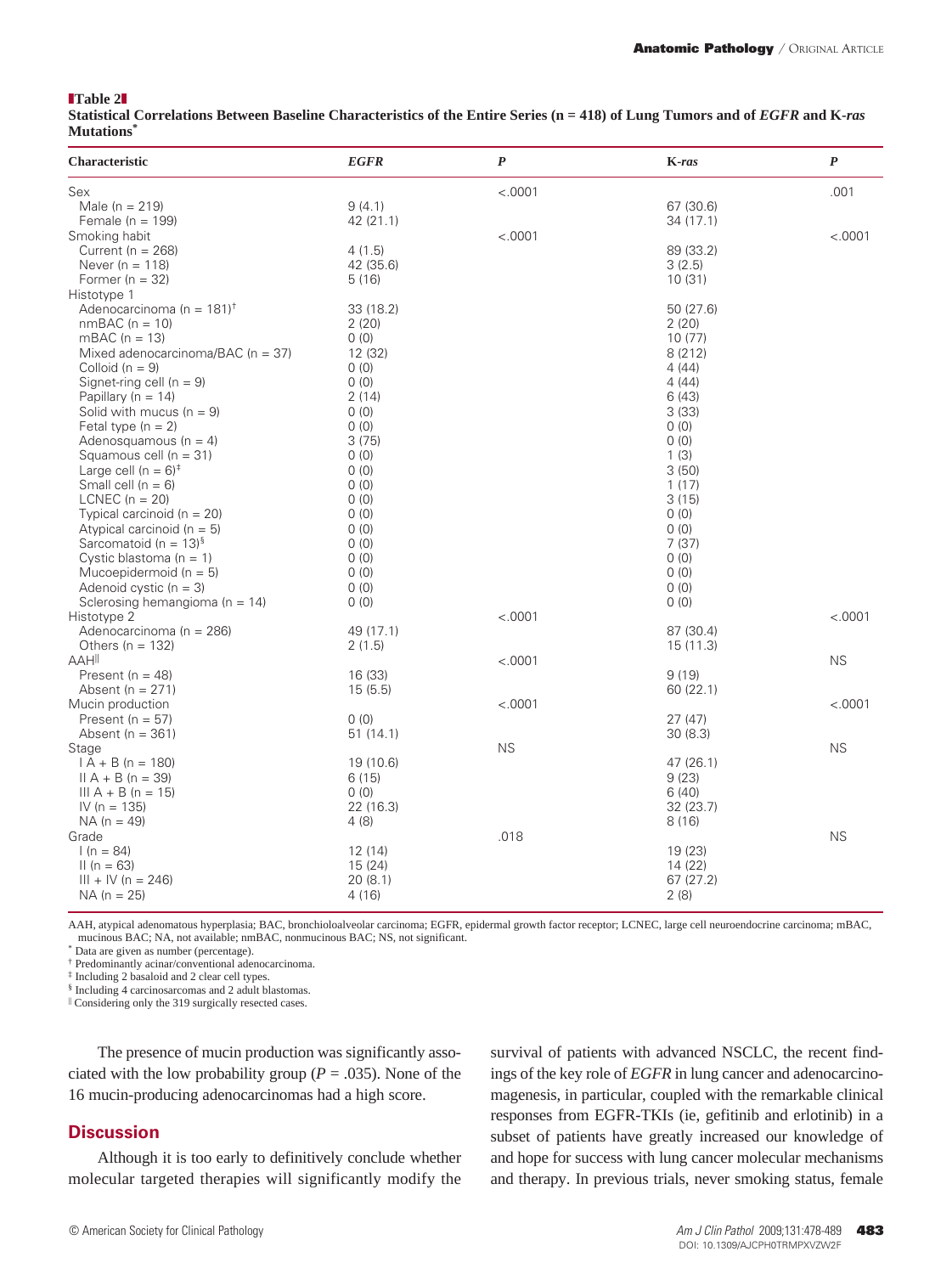**Table 2**
**Statistical Correlations Between Baseline Characteristics of the Entire Series (n = 418) of Lung Tumors and of *EGFR* and K-*ras* Mutations***

| Characteristic | *EGFR* | *P* | K-*ras* | *P* |
|---|---|---|---|---|
| Sex | | <.0001 | | .001 |
| Male (n = 219) | 9 (4.1) | | 67 (30.6) | |
| Female (n = 199) | 42 (21.1) | | 34 (17.1) | |
| Smoking habit | | <.0001 | | <.0001 |
| Current (n = 268) | 4 (1.5) | | 89 (33.2) | |
| Never (n = 118) | 42 (35.6) | | 3 (2.5) | |
| Former (n = 32) | 5 (16) | | 10 (31) | |
| Histotype 1 | | | | |
| Adenocarcinoma (n = 181)[†] | 33 (18.2) | | 50 (27.6) | |
| nmBAC (n = 10) | 2 (20) | | 2 (20) | |
| mBAC (n = 13) | 0 (0) | | 10 (77) | |
| Mixed adenocarcinoma/BAC (n = 37) | 12 (32) | | 8 (212) | |
| Colloid (n = 9) | 0 (0) | | 4 (44) | |
| Signet-ring cell (n = 9) | 0 (0) | | 4 (44) | |
| Papillary (n = 14) | 2 (14) | | 6 (43) | |
| Solid with mucus (n = 9) | 0 (0) | | 3 (33) | |
| Fetal type (n = 2) | 0 (0) | | 0 (0) | |
| Adenosquamous (n = 4) | 3 (75) | | 0 (0) | |
| Squamous cell (n = 31) | 0 (0) | | 1 (3) | |
| Large cell (n = 6)[‡] | 0 (0) | | 3 (50) | |
| Small cell (n = 6) | 0 (0) | | 1 (17) | |
| LCNEC (n = 20) | 0 (0) | | 3 (15) | |
| Typical carcinoid (n = 20) | 0 (0) | | 0 (0) | |
| Atypical carcinoid (n = 5) | 0 (0) | | 0 (0) | |
| Sarcomatoid (n = 13)[§] | 0 (0) | | 7 (37) | |
| Cystic blastoma (n = 1) | 0 (0) | | 0 (0) | |
| Mucoepidermoid (n = 5) | 0 (0) | | 0 (0) | |
| Adenoid cystic (n = 3) | 0 (0) | | 0 (0) | |
| Sclerosing hemangioma (n = 14) | 0 (0) | | 0 (0) | |
| Histotype 2 | | <.0001 | | <.0001 |
| Adenocarcinoma (n = 286) | 49 (17.1) | | 87 (30.4) | |
| Others (n = 132) | 2 (1.5) | | 15 (11.3) | |
| AAH[‖] | | <.0001 | | NS |
| Present (n = 48) | 16 (33) | | 9 (19) | |
| Absent (n = 271) | 15 (5.5) | | 60 (22.1) | |
| Mucin production | | <.0001 | | <.0001 |
| Present (n = 57) | 0 (0) | | 27 (47) | |
| Absent (n = 361) | 51 (14.1) | | 30 (8.3) | |
| Stage | | NS | | NS |
| I A + B (n = 180) | 19 (10.6) | | 47 (26.1) | |
| II A + B (n = 39) | 6 (15) | | 9 (23) | |
| III A + B (n = 15) | 0 (0) | | 6 (40) | |
| IV (n = 135) | 22 (16.3) | | 32 (23.7) | |
| NA (n = 49) | 4 (8) | | 8 (16) | |
| Grade | | .018 | | NS |
| I (n = 84) | 12 (14) | | 19 (23) | |
| II (n = 63) | 15 (24) | | 14 (22) | |
| III + IV (n = 246) | 20 (8.1) | | 67 (27.2) | |
| NA (n = 25) | 4 (16) | | 2 (8) | |

AAH, atypical adenomatous hyperplasia; BAC, bronchioloalveolar carcinoma; EGFR, epidermal growth factor receptor; LCNEC, large cell neuroendocrine carcinoma; mBAC, mucinous BAC; NA, not available; nmBAC, nonmucinous BAC; NS, not significant.
\* Data are given as number (percentage).
† Predominantly acinar/conventional adenocarcinoma.
‡ Including 2 basaloid and 2 clear cell types.
§ Including 4 carcinosarcomas and 2 adult blastomas.
‖ Considering only the 319 surgically resected cases.

The presence of mucin production was significantly associated with the low probability group ($P = .035$). None of the 16 mucin-producing adenocarcinomas had a high score.

## Discussion

Although it is too early to definitively conclude whether molecular targeted therapies will significantly modify the survival of patients with advanced NSCLC, the recent findings of the key role of *EGFR* in lung cancer and adenocarcinomagenesis, in particular, coupled with the remarkable clinical responses from EGFR-TKIs (ie, gefitinib and erlotinib) in a subset of patients have greatly increased our knowledge of and hope for success with lung cancer molecular mechanisms and therapy. In previous trials, never smoking status, female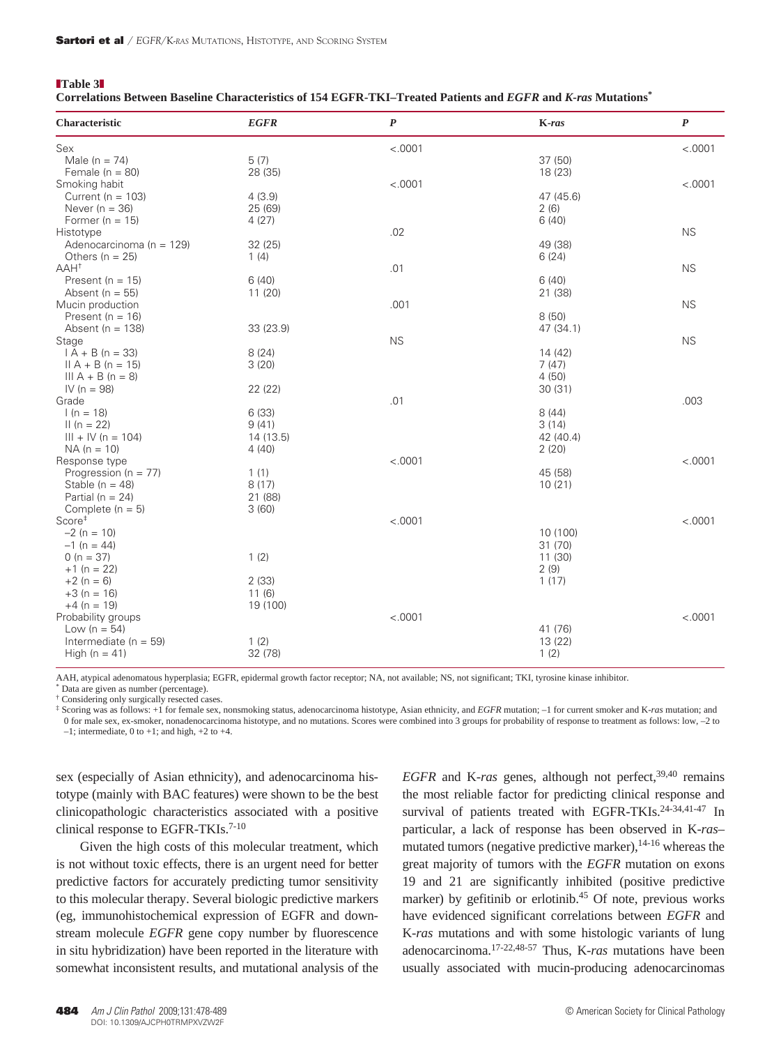**Table 3**
**Correlations Between Baseline Characteristics of 154 EGFR-TKI–Treated Patients and *EGFR* and *K-ras* Mutations***

| Characteristic | *EGFR* | *P* | K-*ras* | *P* |
|---|---|---|---|---|
| Sex | | <.0001 | | <.0001 |
| Male (n = 74) | 5 (7) | | 37 (50) | |
| Female (n = 80) | 28 (35) | | 18 (23) | |
| Smoking habit | | <.0001 | | <.0001 |
| Current (n = 103) | 4 (3.9) | | 47 (45.6) | |
| Never (n = 36) | 25 (69) | | 2 (6) | |
| Former (n = 15) | 4 (27) | | 6 (40) | |
| Histotype | | .02 | | NS |
| Adenocarcinoma (n = 129) | 32 (25) | | 49 (38) | |
| Others (n = 25) | 1 (4) | | 6 (24) | |
| AAH† | | .01 | | NS |
| Present (n = 15) | 6 (40) | | 6 (40) | |
| Absent (n = 55) | 11 (20) | | 21 (38) | |
| Mucin production | | .001 | | NS |
| Present (n = 16) | | | 8 (50) | |
| Absent (n = 138) | 33 (23.9) | | 47 (34.1) | |
| Stage | | NS | | NS |
| I A + B (n = 33) | 8 (24) | | 14 (42) | |
| II A + B (n = 15) | 3 (20) | | 7 (47) | |
| III A + B (n = 8) | | | 4 (50) | |
| IV (n = 98) | 22 (22) | | 30 (31) | |
| Grade | | .01 | | .003 |
| I (n = 18) | 6 (33) | | 8 (44) | |
| II (n = 22) | 9 (41) | | 3 (14) | |
| III + IV (n = 104) | 14 (13.5) | | 42 (40.4) | |
| NA (n = 10) | 4 (40) | | 2 (20) | |
| Response type | | <.0001 | | <.0001 |
| Progression (n = 77) | 1 (1) | | 45 (58) | |
| Stable (n = 48) | 8 (17) | | 10 (21) | |
| Partial (n = 24) | 21 (88) | | | |
| Complete (n = 5) | 3 (60) | | | |
| Score‡ | | <.0001 | | <.0001 |
| –2 (n = 10) | | | 10 (100) | |
| –1 (n = 44) | | | 31 (70) | |
| 0 (n = 37) | 1 (2) | | 11 (30) | |
| +1 (n = 22) | | | 2 (9) | |
| +2 (n = 6) | 2 (33) | | 1 (17) | |
| +3 (n = 16) | 11 (6) | | | |
| +4 (n = 19) | 19 (100) | | | |
| Probability groups | | <.0001 | | <.0001 |
| Low (n = 54) | | | 41 (76) | |
| Intermediate (n = 59) | 1 (2) | | 13 (22) | |
| High (n = 41) | 32 (78) | | 1 (2) | |

AAH, atypical adenomatous hyperplasia; EGFR, epidermal growth factor receptor; NA, not available; NS, not significant; TKI, tyrosine kinase inhibitor.
\* Data are given as number (percentage).
† Considering only surgically resected cases.
‡ Scoring was as follows: +1 for female sex, nonsmoking status, adenocarcinoma histotype, Asian ethnicity, and *EGFR* mutation; –1 for current smoker and K-*ras* mutation; and 0 for male sex, ex-smoker, nonadenocarcinoma histotype, and no mutations. Scores were combined into 3 groups for probability of response to treatment as follows: low, –2 to –1; intermediate, 0 to +1; and high, +2 to +4.

sex (especially of Asian ethnicity), and adenocarcinoma histotype (mainly with BAC features) were shown to be the best clinicopathologic characteristics associated with a positive clinical response to EGFR-TKIs.[7-10]

Given the high costs of this molecular treatment, which is not without toxic effects, there is an urgent need for better predictive factors for accurately predicting tumor sensitivity to this molecular therapy. Several biologic predictive markers (eg, immunohistochemical expression of EGFR and downstream molecule *EGFR* gene copy number by fluorescence in situ hybridization) have been reported in the literature with somewhat inconsistent results, and mutational analysis of the *EGFR* and K-*ras* genes, although not perfect,[39,40] remains the most reliable factor for predicting clinical response and survival of patients treated with EGFR-TKIs.[24-34,41-47] In particular, a lack of response has been observed in K-*ras*–mutated tumors (negative predictive marker),[14-16] whereas the great majority of tumors with the *EGFR* mutation on exons 19 and 21 are significantly inhibited (positive predictive marker) by gefitinib or erlotinib.[45] Of note, previous works have evidenced significant correlations between *EGFR* and K-*ras* mutations and with some histologic variants of lung adenocarcinoma.[17-22,48-57] Thus, K-*ras* mutations have been usually associated with mucin-producing adenocarcinomas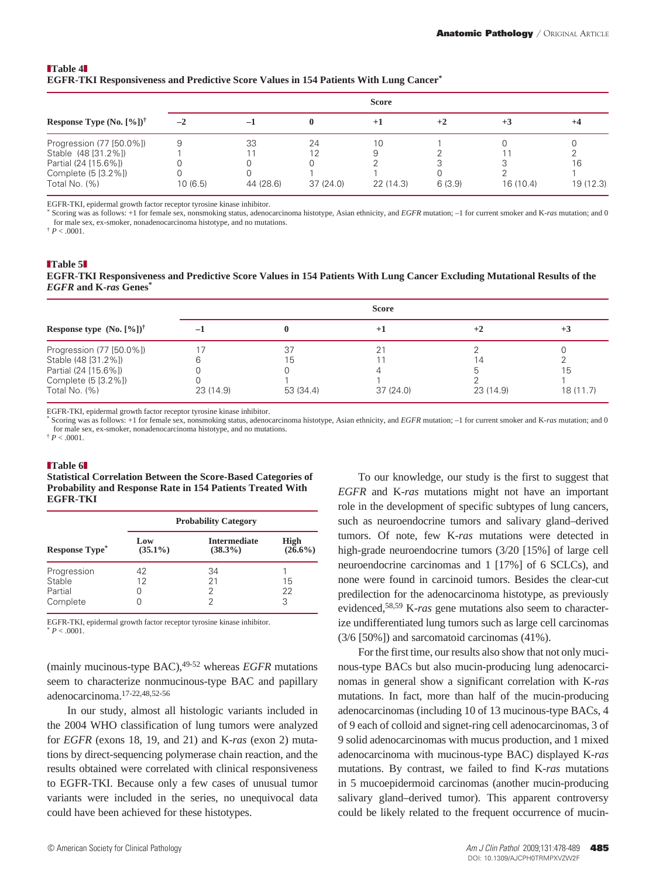**Table 4**
**EGFR-TKI Responsiveness and Predictive Score Values in 154 Patients With Lung Cancer***

| Response Type (No. [%])† | Score | | | | | | |
|---|---|---|---|---|---|---|---|
| | –2 | –1 | 0 | +1 | +2 | +3 | +4 |
| Progression (77 [50.0%]) | 9 | 33 | 24 | 10 | 1 | 0 | 0 |
| Stable (48 [31.2%]) | 1 | 11 | 12 | 9 | 2 | 11 | 2 |
| Partial (24 [15.6%]) | 0 | 0 | 0 | 2 | 3 | 3 | 16 |
| Complete (5 [3.2%]) | 0 | 0 | 1 | 1 | 0 | 2 | 1 |
| Total No. (%) | 10 (6.5) | 44 (28.6) | 37 (24.0) | 22 (14.3) | 6 (3.9) | 16 (10.4) | 19 (12.3) |

EGFR-TKI, epidermal growth factor receptor tyrosine kinase inhibitor.
\* Scoring was as follows: +1 for female sex, nonsmoking status, adenocarcinoma histotype, Asian ethnicity, and *EGFR* mutation; –1 for current smoker and K-*ras* mutation; and 0 for male sex, ex-smoker, nonadenocarcinoma histotype, and no mutations.
† $P < .0001$.

**Table 5**
**EGFR-TKI Responsiveness and Predictive Score Values in 154 Patients With Lung Cancer Excluding Mutational Results of the *EGFR* and K-*ras* Genes***

| Response type (No. [%])† | Score | | | | |
|---|---|---|---|---|---|
| | –1 | 0 | +1 | +2 | +3 |
| Progression (77 [50.0%]) | 17 | 37 | 21 | 2 | 0 |
| Stable (48 [31.2%]) | 6 | 15 | 11 | 14 | 2 |
| Partial (24 [15.6%]) | 0 | 0 | 4 | 5 | 15 |
| Complete (5 [3.2%]) | 0 | 1 | 1 | 2 | 1 |
| Total No. (%) | 23 (14.9) | 53 (34.4) | 37 (24.0) | 23 (14.9) | 18 (11.7) |

EGFR-TKI, epidermal growth factor receptor tyrosine kinase inhibitor.
\* Scoring was as follows: +1 for female sex, nonsmoking status, adenocarcinoma histotype, Asian ethnicity, and *EGFR* mutation; –1 for current smoker and K-*ras* mutation; and 0 for male sex, ex-smoker, nonadenocarcinoma histotype, and no mutations.
† $P < .0001$.

**Table 6**
**Statistical Correlation Between the Score-Based Categories of Probability and Response Rate in 154 Patients Treated With EGFR-TKI**

| Response Type* | Probability Category | | |
|---|---|---|---|
| | Low (35.1%) | Intermediate (38.3%) | High (26.6%) |
| Progression | 42 | 34 | 1 |
| Stable | 12 | 21 | 15 |
| Partial | 0 | 2 | 22 |
| Complete | 0 | 2 | 3 |

EGFR-TKI, epidermal growth factor receptor tyrosine kinase inhibitor.
\* $P < .0001$.

(mainly mucinous-type BAC),[49-52] whereas *EGFR* mutations seem to characterize nonmucinous-type BAC and papillary adenocarcinoma.[17-22,48,52-56]

In our study, almost all histologic variants included in the 2004 WHO classification of lung tumors were analyzed for *EGFR* (exons 18, 19, and 21) and K-*ras* (exon 2) mutations by direct-sequencing polymerase chain reaction, and the results obtained were correlated with clinical responsiveness to EGFR-TKI. Because only a few cases of unusual tumor variants were included in the series, no unequivocal data could have been achieved for these histotypes.

To our knowledge, our study is the first to suggest that *EGFR* and K-*ras* mutations might not have an important role in the development of specific subtypes of lung cancers, such as neuroendocrine tumors and salivary gland–derived tumors. Of note, few K-*ras* mutations were detected in high-grade neuroendocrine tumors (3/20 [15%] of large cell neuroendocrine carcinomas and 1 [17%] of 6 SCLCs), and none were found in carcinoid tumors. Besides the clear-cut predilection for the adenocarcinoma histotype, as previously evidenced,[58,59] K-*ras* gene mutations also seem to characterize undifferentiated lung tumors such as large cell carcinomas (3/6 [50%]) and sarcomatoid carcinomas (41%).

For the first time, our results also show that not only mucinous-type BACs but also mucin-producing lung adenocarcinomas in general show a significant correlation with K-*ras* mutations. In fact, more than half of the mucin-producing adenocarcinomas (including 10 of 13 mucinous-type BACs, 4 of 9 each of colloid and signet-ring cell adenocarcinomas, 3 of 9 solid adenocarcinomas with mucus production, and 1 mixed adenocarcinoma with mucinous-type BAC) displayed K-*ras* mutations. By contrast, we failed to find K-*ras* mutations in 5 mucoepidermoid carcinomas (another mucin-producing salivary gland–derived tumor). This apparent controversy could be likely related to the frequent occurrence of mucin-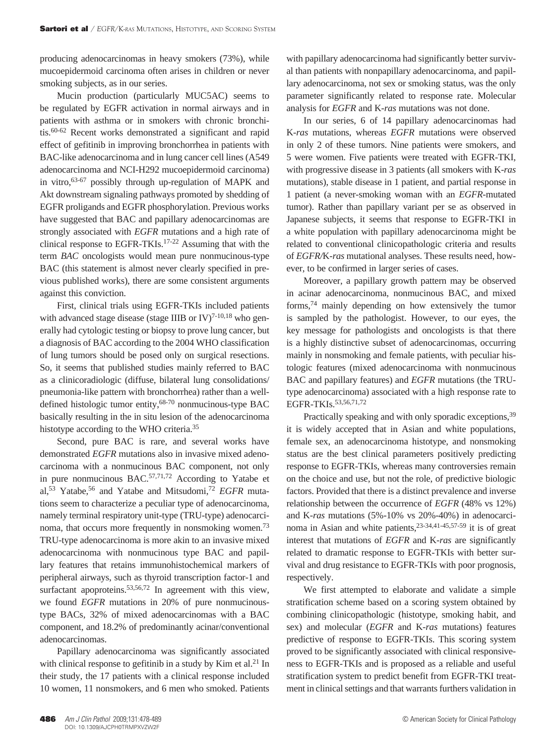producing adenocarcinomas in heavy smokers (73%), while mucoepidermoid carcinoma often arises in children or never smoking subjects, as in our series.

Mucin production (particularly MUC5AC) seems to be regulated by EGFR activation in normal airways and in patients with asthma or in smokers with chronic bronchitis.[60-62] Recent works demonstrated a significant and rapid effect of gefitinib in improving bronchorrhea in patients with BAC-like adenocarcinoma and in lung cancer cell lines (A549 adenocarcinoma and NCI-H292 mucoepidermoid carcinoma) in vitro,[63-67] possibly through up-regulation of MAPK and Akt downstream signaling pathways promoted by shedding of EGFR proligands and EGFR phosphorylation. Previous works have suggested that BAC and papillary adenocarcinomas are strongly associated with *EGFR* mutations and a high rate of clinical response to EGFR-TKIs.[17-22] Assuming that with the term *BAC* oncologists would mean pure nonmucinous-type BAC (this statement is almost never clearly specified in previous published works), there are some consistent arguments against this conviction.

First, clinical trials using EGFR-TKIs included patients with advanced stage disease (stage IIIB or IV)[7-10,18] who generally had cytologic testing or biopsy to prove lung cancer, but a diagnosis of BAC according to the 2004 WHO classification of lung tumors should be posed only on surgical resections. So, it seems that published studies mainly referred to BAC as a clinicoradiologic (diffuse, bilateral lung consolidations/pneumonia-like pattern with bronchorrhea) rather than a well-defined histologic tumor entity,[68-70] nonmucinous-type BAC basically resulting in the in situ lesion of the adenocarcinoma histotype according to the WHO criteria.[35]

Second, pure BAC is rare, and several works have demonstrated *EGFR* mutations also in invasive mixed adenocarcinoma with a nonmucinous BAC component, not only in pure nonmucinous BAC.[57,71,72] According to Yatabe et al,[53] Yatabe,[56] and Yatabe and Mitsudomi,[72] *EGFR* mutations seem to characterize a peculiar type of adenocarcinoma, namely terminal respiratory unit-type (TRU-type) adenocarcinoma, that occurs more frequently in nonsmoking women.[73] TRU-type adenocarcinoma is more akin to an invasive mixed adenocarcinoma with nonmucinous type BAC and papillary features that retains immunohistochemical markers of peripheral airways, such as thyroid transcription factor-1 and surfactant apoproteins.[53,56,72] In agreement with this view, we found *EGFR* mutations in 20% of pure nonmucinous-type BACs, 32% of mixed adenocarcinomas with a BAC component, and 18.2% of predominantly acinar/conventional adenocarcinomas.

Papillary adenocarcinoma was significantly associated with clinical response to gefitinib in a study by Kim et al.[21] In their study, the 17 patients with a clinical response included 10 women, 11 nonsmokers, and 6 men who smoked. Patients with papillary adenocarcinoma had significantly better survival than patients with nonpapillary adenocarcinoma, and papillary adenocarcinoma, not sex or smoking status, was the only parameter significantly related to response rate. Molecular analysis for *EGFR* and K-*ras* mutations was not done.

In our series, 6 of 14 papillary adenocarcinomas had K-*ras* mutations, whereas *EGFR* mutations were observed in only 2 of these tumors. Nine patients were smokers, and 5 were women. Five patients were treated with EGFR-TKI, with progressive disease in 3 patients (all smokers with K-*ras* mutations), stable disease in 1 patient, and partial response in 1 patient (a never-smoking woman with an *EGFR*-mutated tumor). Rather than papillary variant per se as observed in Japanese subjects, it seems that response to EGFR-TKI in a white population with papillary adenocarcinoma might be related to conventional clinicopathologic criteria and results of *EGFR/*K-*ras* mutational analyses. These results need, however, to be confirmed in larger series of cases.

Moreover, a papillary growth pattern may be observed in acinar adenocarcinoma, nonmucinous BAC, and mixed forms,[74] mainly depending on how extensively the tumor is sampled by the pathologist. However, to our eyes, the key message for pathologists and oncologists is that there is a highly distinctive subset of adenocarcinomas, occurring mainly in nonsmoking and female patients, with peculiar histologic features (mixed adenocarcinoma with nonmucinous BAC and papillary features) and *EGFR* mutations (the TRU-type adenocarcinoma) associated with a high response rate to EGFR-TKIs.[53,56,71,72]

Practically speaking and with only sporadic exceptions,[39] it is widely accepted that in Asian and white populations, female sex, an adenocarcinoma histotype, and nonsmoking status are the best clinical parameters positively predicting response to EGFR-TKIs, whereas many controversies remain on the choice and use, but not the role, of predictive biologic factors. Provided that there is a distinct prevalence and inverse relationship between the occurrence of *EGFR* (48% vs 12%) and K-*ras* mutations (5%-10% vs 20%-40%) in adenocarcinoma in Asian and white patients,[23-34,41-45,57-59] it is of great interest that mutations of *EGFR* and K-*ras* are significantly related to dramatic response to EGFR-TKIs with better survival and drug resistance to EGFR-TKIs with poor prognosis, respectively.

We first attempted to elaborate and validate a simple stratification scheme based on a scoring system obtained by combining clinicopathologic (histotype, smoking habit, and sex) and molecular (*EGFR* and K-*ras* mutations) features predictive of response to EGFR-TKIs. This scoring system proved to be significantly associated with clinical responsiveness to EGFR-TKIs and is proposed as a reliable and useful stratification system to predict benefit from EGFR-TKI treatment in clinical settings and that warrants furthers validation in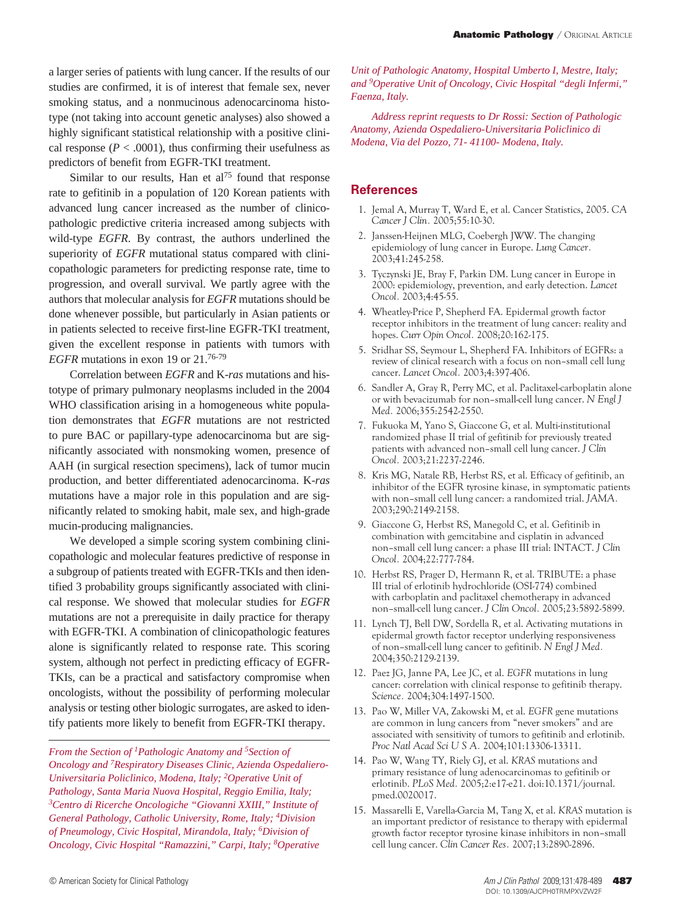a larger series of patients with lung cancer. If the results of our studies are confirmed, it is of interest that female sex, never smoking status, and a nonmucinous adenocarcinoma histotype (not taking into account genetic analyses) also showed a highly significant statistical relationship with a positive clinical response ($P < .0001$), thus confirming their usefulness as predictors of benefit from EGFR-TKI treatment.

Similar to our results, Han et al[75] found that response rate to gefitinib in a population of 120 Korean patients with advanced lung cancer increased as the number of clinicopathologic predictive criteria increased among subjects with wild-type *EGFR*. By contrast, the authors underlined the superiority of *EGFR* mutational status compared with clinicopathologic parameters for predicting response rate, time to progression, and overall survival. We partly agree with the authors that molecular analysis for *EGFR* mutations should be done whenever possible, but particularly in Asian patients or in patients selected to receive first-line EGFR-TKI treatment, given the excellent response in patients with tumors with *EGFR* mutations in exon 19 or 21.[76-79]

Correlation between *EGFR* and K-*ras* mutations and histotype of primary pulmonary neoplasms included in the 2004 WHO classification arising in a homogeneous white population demonstrates that *EGFR* mutations are not restricted to pure BAC or papillary-type adenocarcinoma but are significantly associated with nonsmoking women, presence of AAH (in surgical resection specimens), lack of tumor mucin production, and better differentiated adenocarcinoma. K-*ras* mutations have a major role in this population and are significantly related to smoking habit, male sex, and high-grade mucin-producing malignancies.

We developed a simple scoring system combining clinicopathologic and molecular features predictive of response in a subgroup of patients treated with EGFR-TKIs and then identified 3 probability groups significantly associated with clinical response. We showed that molecular studies for *EGFR* mutations are not a prerequisite in daily practice for therapy with EGFR-TKI. A combination of clinicopathologic features alone is significantly related to response rate. This scoring system, although not perfect in predicting efficacy of EGFR-TKIs, can be a practical and satisfactory compromise when oncologists, without the possibility of performing molecular analysis or testing other biologic surrogates, are asked to identify patients more likely to benefit from EGFR-TKI therapy.

*From the Section of [1]Pathologic Anatomy and [5]Section of Oncology and [7]Respiratory Diseases Clinic, Azienda Ospedaliero-Universitaria Policlinico, Modena, Italy; [2]Operative Unit of Pathology, Santa Maria Nuova Hospital, Reggio Emilia, Italy; [3]Centro di Ricerche Oncologiche "Giovanni XXIII," Institute of General Pathology, Catholic University, Rome, Italy; [4]Division of Pneumology, Civic Hospital, Mirandola, Italy; [6]Division of Oncology, Civic Hospital "Ramazzini," Carpi, Italy; [8]Operative Unit of Pathologic Anatomy, Hospital Umberto I, Mestre, Italy; and [9]Operative Unit of Oncology, Civic Hospital "degli Infermi," Faenza, Italy.*

*Address reprint requests to Dr Rossi: Section of Pathologic Anatomy, Azienda Ospedaliero-Universitaria Policlinico di Modena, Via del Pozzo, 71- 41100- Modena, Italy.*

## References

1. Jemal A, Murray T, Ward E, et al. Cancer Statistics, 2005. *CA Cancer J Clin.* 2005;55:10-30.
2. Janssen-Heijnen MLG, Coebergh JWW. The changing epidemiology of lung cancer in Europe. *Lung Cancer.* 2003;41:245-258.
3. Tyczynski JE, Bray F, Parkin DM. Lung cancer in Europe in 2000: epidemiology, prevention, and early detection. *Lancet Oncol.* 2003;4:45-55.
4. Wheatley-Price P, Shepherd FA. Epidermal growth factor receptor inhibitors in the treatment of lung cancer: reality and hopes. *Curr Opin Oncol.* 2008;20:162-175.
5. Sridhar SS, Seymour L, Shepherd FA. Inhibitors of EGFRs: a review of clinical research with a focus on non–small cell lung cancer. *Lancet Oncol.* 2003;4:397-406.
6. Sandler A, Gray R, Perry MC, et al. Paclitaxel-carboplatin alone or with bevacizumab for non–small-cell lung cancer. *N Engl J Med.* 2006;355:2542-2550.
7. Fukuoka M, Yano S, Giaccone G, et al. Multi-institutional randomized phase II trial of gefitinib for previously treated patients with advanced non–small cell lung cancer. *J Clin Oncol.* 2003;21:2237-2246.
8. Kris MG, Natale RB, Herbst RS, et al. Efficacy of gefitinib, an inhibitor of the EGFR tyrosine kinase, in symptomatic patients with non–small cell lung cancer: a randomized trial. *JAMA.* 2003;290:2149-2158.
9. Giaccone G, Herbst RS, Manegold C, et al. Gefitinib in combination with gemcitabine and cisplatin in advanced non–small-cell lung cancer: a phase III trial: INTACT. *J Clin Oncol.* 2004;22:777-784.
10. Herbst RS, Prager D, Hermann R, et al. TRIBUTE: a phase III trial of erlotinib hydrochloride (OSI-774) combined with carboplatin and paclitaxel chemotherapy in advanced non–small-cell lung cancer. *J Clin Oncol.* 2005;23:5892-5899.
11. Lynch TJ, Bell DW, Sordella R, et al. Activating mutations in epidermal growth factor receptor underlying responsiveness of non–small-cell lung cancer to gefitinib. *N Engl J Med.* 2004;350:2129-2139.
12. Paez JG, Janne PA, Lee JC, et al. *EGFR* mutations in lung cancer: correlation with clinical response to gefitinib therapy. *Science.* 2004;304:1497-1500.
13. Pao W, Miller VA, Zakowski M, et al. *EGFR* gene mutations are common in lung cancers from "never smokers" and are associated with sensitivity of tumors to gefitinib and erlotinib. *Proc Natl Acad Sci U S A.* 2004;101:13306-13311.
14. Pao W, Wang TY, Riely GJ, et al. *KRAS* mutations and primary resistance of lung adenocarcinomas to gefitinib or erlotinib. *PLoS Med.* 2005;2:e17-e21. doi:10.1371/journal.pmed.0020017.
15. Massarelli E, Varella-Garcia M, Tang X, et al. *KRAS* mutation is an important predictor of resistance to therapy with epidermal growth factor receptor tyrosine kinase inhibitors in non–small cell lung cancer. *Clin Cancer Res.* 2007;13:2890-2896.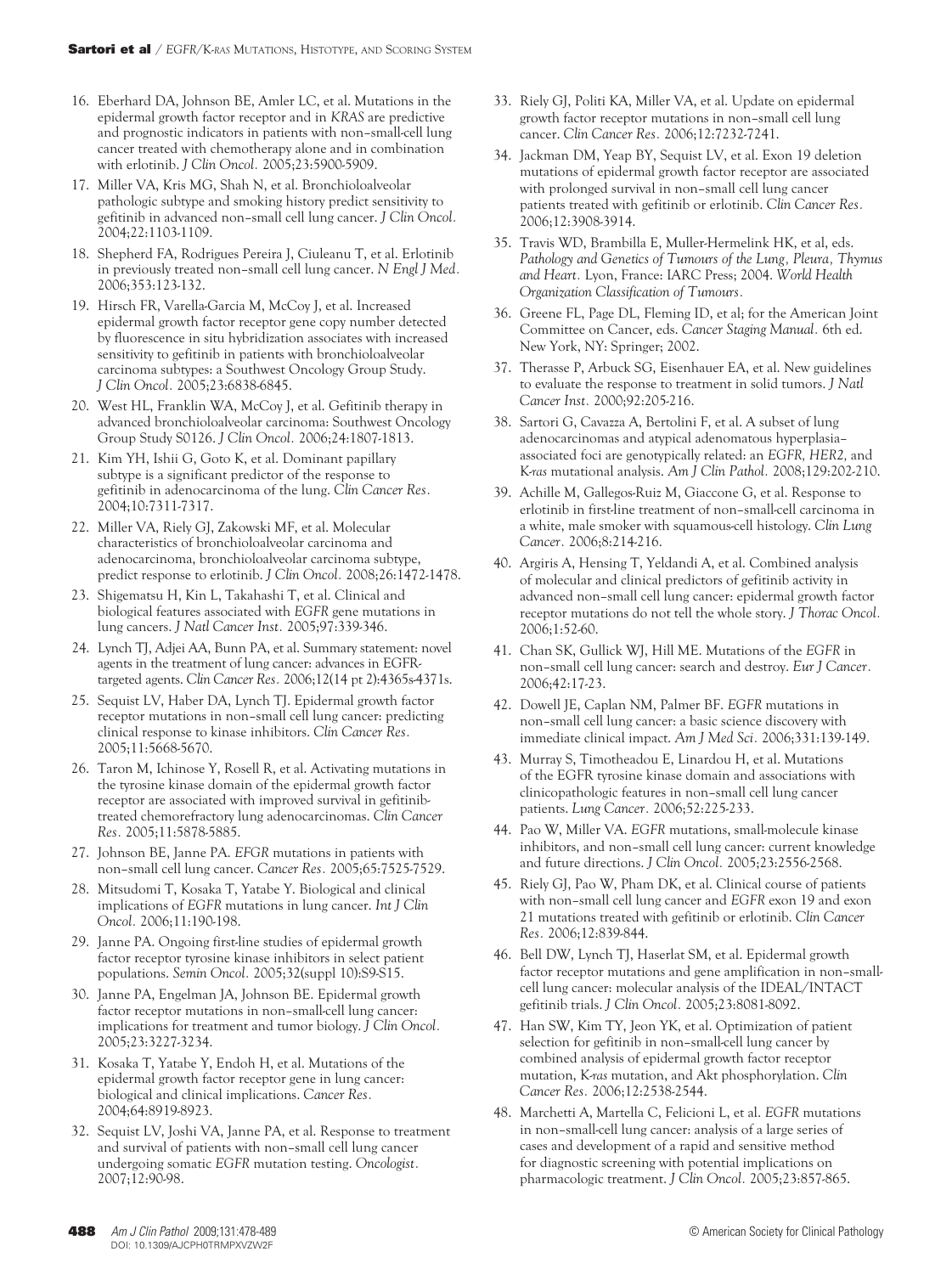16. Eberhard DA, Johnson BE, Amler LC, et al. Mutations in the epidermal growth factor receptor and in *KRAS* are predictive and prognostic indicators in patients with non–small-cell lung cancer treated with chemotherapy alone and in combination with erlotinib. *J Clin Oncol.* 2005;23:5900-5909.
17. Miller VA, Kris MG, Shah N, et al. Bronchioloalveolar pathologic subtype and smoking history predict sensitivity to gefitinib in advanced non–small cell lung cancer. *J Clin Oncol.* 2004;22:1103-1109.
18. Shepherd FA, Rodrigues Pereira J, Ciuleanu T, et al. Erlotinib in previously treated non–small cell lung cancer. *N Engl J Med.* 2006;353:123-132.
19. Hirsch FR, Varella-Garcia M, McCoy J, et al. Increased epidermal growth factor receptor gene copy number detected by fluorescence in situ hybridization associates with increased sensitivity to gefitinib in patients with bronchioloalveolar carcinoma subtypes: a Southwest Oncology Group Study. *J Clin Oncol.* 2005;23:6838-6845.
20. West HL, Franklin WA, McCoy J, et al. Gefitinib therapy in advanced bronchioloalveolar carcinoma: Southwest Oncology Group Study S0126. *J Clin Oncol.* 2006;24:1807-1813.
21. Kim YH, Ishii G, Goto K, et al. Dominant papillary subtype is a significant predictor of the response to gefitinib in adenocarcinoma of the lung. *Clin Cancer Res.* 2004;10:7311-7317.
22. Miller VA, Riely GJ, Zakowski MF, et al. Molecular characteristics of bronchioloalveolar carcinoma and adenocarcinoma, bronchioloalveolar carcinoma subtype, predict response to erlotinib. *J Clin Oncol.* 2008;26:1472-1478.
23. Shigematsu H, Kin L, Takahashi T, et al. Clinical and biological features associated with *EGFR* gene mutations in lung cancers. *J Natl Cancer Inst.* 2005;97:339-346.
24. Lynch TJ, Adjei AA, Bunn PA, et al. Summary statement: novel agents in the treatment of lung cancer: advances in EGFR-targeted agents. *Clin Cancer Res.* 2006;12(14 pt 2):4365s-4371s.
25. Sequist LV, Haber DA, Lynch TJ. Epidermal growth factor receptor mutations in non–small cell lung cancer: predicting clinical response to kinase inhibitors. *Clin Cancer Res.* 2005;11:5668-5670.
26. Taron M, Ichinose Y, Rosell R, et al. Activating mutations in the tyrosine kinase domain of the epidermal growth factor receptor are associated with improved survival in gefitinib-treated chemorefractory lung adenocarcinomas. *Clin Cancer Res.* 2005;11:5878-5885.
27. Johnson BE, Janne PA. *EFGR* mutations in patients with non–small cell lung cancer. *Cancer Res.* 2005;65:7525-7529.
28. Mitsudomi T, Kosaka T, Yatabe Y. Biological and clinical implications of *EGFR* mutations in lung cancer. *Int J Clin Oncol.* 2006;11:190-198.
29. Janne PA. Ongoing first-line studies of epidermal growth factor receptor tyrosine kinase inhibitors in select patient populations. *Semin Oncol.* 2005;32(suppl 10):S9-S15.
30. Janne PA, Engelman JA, Johnson BE. Epidermal growth factor receptor mutations in non–small-cell lung cancer: implications for treatment and tumor biology. *J Clin Oncol.* 2005;23:3227-3234.
31. Kosaka T, Yatabe Y, Endoh H, et al. Mutations of the epidermal growth factor receptor gene in lung cancer: biological and clinical implications. *Cancer Res.* 2004;64:8919-8923.
32. Sequist LV, Joshi VA, Janne PA, et al. Response to treatment and survival of patients with non–small cell lung cancer undergoing somatic *EGFR* mutation testing. *Oncologist.* 2007;12:90-98.
33. Riely GJ, Politi KA, Miller VA, et al. Update on epidermal growth factor receptor mutations in non–small cell lung cancer. *Clin Cancer Res.* 2006;12:7232-7241.
34. Jackman DM, Yeap BY, Sequist LV, et al. Exon 19 deletion mutations of epidermal growth factor receptor are associated with prolonged survival in non–small cell lung cancer patients treated with gefitinib or erlotinib. *Clin Cancer Res.* 2006;12:3908-3914.
35. Travis WD, Brambilla E, Muller-Hermelink HK, et al, eds. *Pathology and Genetics of Tumours of the Lung, Pleura, Thymus and Heart.* Lyon, France: IARC Press; 2004. *World Health Organization Classification of Tumours.*
36. Greene FL, Page DL, Fleming ID, et al; for the American Joint Committee on Cancer, eds. *Cancer Staging Manual.* 6th ed. New York, NY: Springer; 2002.
37. Therasse P, Arbuck SG, Eisenhauer EA, et al. New guidelines to evaluate the response to treatment in solid tumors. *J Natl Cancer Inst.* 2000;92:205-216.
38. Sartori G, Cavazza A, Bertolini F, et al. A subset of lung adenocarcinomas and atypical adenomatous hyperplasia–associated foci are genotypically related: an *EGFR, HER2,* and *K-ras* mutational analysis. *Am J Clin Pathol.* 2008;129:202-210.
39. Achille M, Gallegos-Ruiz M, Giaccone G, et al. Response to erlotinib in first-line treatment of non–small-cell carcinoma in a white, male smoker with squamous-cell histology. *Clin Lung Cancer.* 2006;8:214-216.
40. Argiris A, Hensing T, Yeldandi A, et al. Combined analysis of molecular and clinical predictors of gefitinib activity in advanced non–small cell lung cancer: epidermal growth factor receptor mutations do not tell the whole story. *J Thorac Oncol.* 2006;1:52-60.
41. Chan SK, Gullick WJ, Hill ME. Mutations of the *EGFR* in non–small cell lung cancer: search and destroy. *Eur J Cancer.* 2006;42:17-23.
42. Dowell JE, Caplan NM, Palmer BF. *EGFR* mutations in non–small cell lung cancer: a basic science discovery with immediate clinical impact. *Am J Med Sci.* 2006;331:139-149.
43. Murray S, Timotheadou E, Linardou H, et al. Mutations of the EGFR tyrosine kinase domain and associations with clinicopathologic features in non–small cell lung cancer patients. *Lung Cancer.* 2006;52:225-233.
44. Pao W, Miller VA. *EGFR* mutations, small-molecule kinase inhibitors, and non–small cell lung cancer: current knowledge and future directions. *J Clin Oncol.* 2005;23:2556-2568.
45. Riely GJ, Pao W, Pham DK, et al. Clinical course of patients with non–small cell lung cancer and *EGFR* exon 19 and exon 21 mutations treated with gefitinib or erlotinib. *Clin Cancer Res.* 2006;12:839-844.
46. Bell DW, Lynch TJ, Haserlat SM, et al. Epidermal growth factor receptor mutations and gene amplification in non–small-cell lung cancer: molecular analysis of the IDEAL/INTACT gefitinib trials. *J Clin Oncol.* 2005;23:8081-8092.
47. Han SW, Kim TY, Jeon YK, et al. Optimization of patient selection for gefitinib in non–small-cell lung cancer by combined analysis of epidermal growth factor receptor mutation, *K-ras* mutation, and Akt phosphorylation. *Clin Cancer Res.* 2006;12:2538-2544.
48. Marchetti A, Martella C, Felicioni L, et al. *EGFR* mutations in non–small-cell lung cancer: analysis of a large series of cases and development of a rapid and sensitive method for diagnostic screening with potential implications on pharmacologic treatment. *J Clin Oncol.* 2005;23:857-865.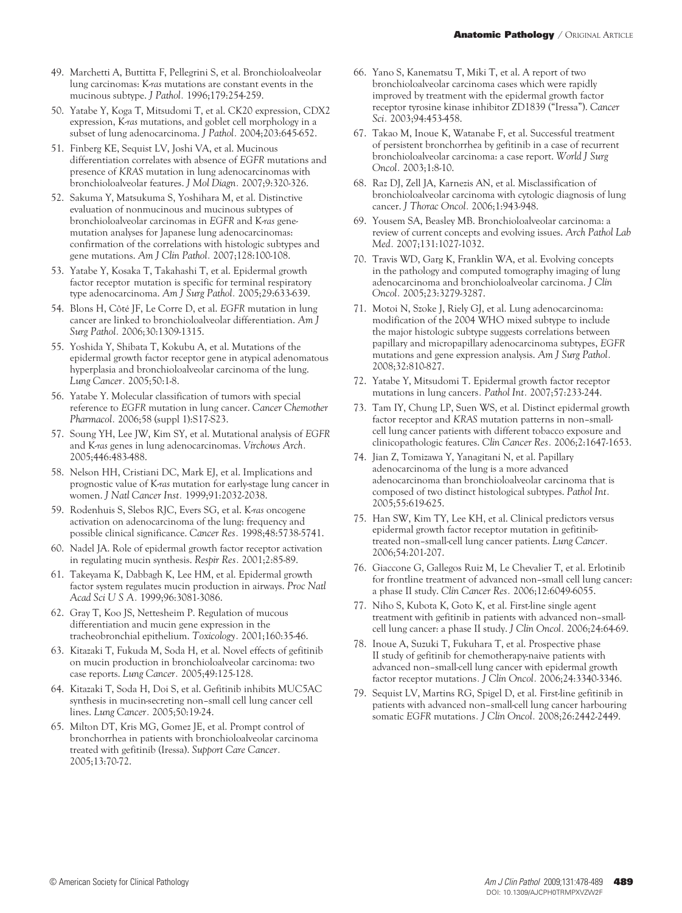49. Marchetti A, Buttitta F, Pellegrini S, et al. Bronchioloalveolar lung carcinomas: *K-ras* mutations are constant events in the mucinous subtype. *J Pathol.* 1996;179:254-259.

50. Yatabe Y, Koga T, Mitsudomi T, et al. CK20 expression, CDX2 expression, *K-ras* mutations, and goblet cell morphology in a subset of lung adenocarcinoma. *J Pathol.* 2004;203:645-652.

51. Finberg KE, Sequist LV, Joshi VA, et al. Mucinous differentiation correlates with absence of *EGFR* mutations and presence of *KRAS* mutation in lung adenocarcinomas with bronchioloalveolar features. *J Mol Diagn.* 2007;9:320-326.

52. Sakuma Y, Matsukuma S, Yoshihara M, et al. Distinctive evaluation of nonmucinous and mucinous subtypes of bronchioloalveolar carcinomas in *EGFR* and *K-ras* gene-mutation analyses for Japanese lung adenocarcinomas: confirmation of the correlations with histologic subtypes and gene mutations. *Am J Clin Pathol.* 2007;128:100-108.

53. Yatabe Y, Kosaka T, Takahashi T, et al. Epidermal growth factor receptor mutation is specific for terminal respiratory type adenocarcinoma. *Am J Surg Pathol.* 2005;29:633-639.

54. Blons H, Côté JF, Le Corre D, et al. *EGFR* mutation in lung cancer are linked to bronchioloalveolar differentiation. *Am J Surg Pathol.* 2006;30:1309-1315.

55. Yoshida Y, Shibata T, Kokubu A, et al. Mutations of the epidermal growth factor receptor gene in atypical adenomatous hyperplasia and bronchioloalveolar carcinoma of the lung. *Lung Cancer.* 2005;50:1-8.

56. Yatabe Y. Molecular classification of tumors with special reference to *EGFR* mutation in lung cancer. *Cancer Chemother Pharmacol.* 2006;58 (suppl 1):S17-S23.

57. Soung YH, Lee JW, Kim SY, et al. Mutational analysis of *EGFR* and *K-ras* genes in lung adenocarcinomas. *Virchows Arch.* 2005;446:483-488.

58. Nelson HH, Cristiani DC, Mark EJ, et al. Implications and prognostic value of *K-ras* mutation for early-stage lung cancer in women. *J Natl Cancer Inst.* 1999;91:2032-2038.

59. Rodenhuis S, Slebos RJC, Evers SG, et al. *K-ras* oncogene activation on adenocarcinoma of the lung: frequency and possible clinical significance. *Cancer Res.* 1998;48:5738-5741.

60. Nadel JA. Role of epidermal growth factor receptor activation in regulating mucin synthesis. *Respir Res.* 2001;2:85-89.

61. Takeyama K, Dabbagh K, Lee HM, et al. Epidermal growth factor system regulates mucin production in airways. *Proc Natl Acad Sci U S A.* 1999;96:3081-3086.

62. Gray T, Koo JS, Nettesheim P. Regulation of mucous differentiation and mucin gene expression in the tracheobronchial epithelium. *Toxicology.* 2001;160:35-46.

63. Kitazaki T, Fukuda M, Soda H, et al. Novel effects of gefitinib on mucin production in bronchioloalveolar carcinoma: two case reports. *Lung Cancer.* 2005;49:125-128.

64. Kitazaki T, Soda H, Doi S, et al. Gefitinib inhibits MUC5AC synthesis in mucin-secreting non–small cell lung cancer cell lines. *Lung Cancer.* 2005;50:19-24.

65. Milton DT, Kris MG, Gomez JE, et al. Prompt control of bronchorrhea in patients with bronchioloalveolar carcinoma treated with gefitinib (Iressa). *Support Care Cancer.* 2005;13:70-72.

66. Yano S, Kanematsu T, Miki T, et al. A report of two bronchioloalveolar carcinoma cases which were rapidly improved by treatment with the epidermal growth factor receptor tyrosine kinase inhibitor ZD1839 ("Iressa"). *Cancer Sci.* 2003;94:453-458.

67. Takao M, Inoue K, Watanabe F, et al. Successful treatment of persistent bronchorrhea by gefitinib in a case of recurrent bronchioloalveolar carcinoma: a case report. *World J Surg Oncol.* 2003;1:8-10.

68. Raz DJ, Zell JA, Karnezis AN, et al. Misclassification of bronchioloalveolar carcinoma with cytologic diagnosis of lung cancer. *J Thorac Oncol.* 2006;1:943-948.

69. Yousem SA, Beasley MB. Bronchioloalveolar carcinoma: a review of current concepts and evolving issues. *Arch Pathol Lab Med.* 2007;131:1027-1032.

70. Travis WD, Garg K, Franklin WA, et al. Evolving concepts in the pathology and computed tomography imaging of lung adenocarcinoma and bronchioloalveolar carcinoma. *J Clin Oncol.* 2005;23:3279-3287.

71. Motoi N, Szoke J, Riely GJ, et al. Lung adenocarcinoma: modification of the 2004 WHO mixed subtype to include the major histologic subtype suggests correlations between papillary and micropapillary adenocarcinoma subtypes, *EGFR* mutations and gene expression analysis. *Am J Surg Pathol.* 2008;32:810-827.

72. Yatabe Y, Mitsudomi T. Epidermal growth factor receptor mutations in lung cancers. *Pathol Int.* 2007;57:233-244.

73. Tam IY, Chung LP, Suen WS, et al. Distinct epidermal growth factor receptor and *KRAS* mutation patterns in non–small-cell lung cancer patients with different tobacco exposure and clinicopathologic features. *Clin Cancer Res.* 2006;2:1647-1653.

74. Jian Z, Tomizawa Y, Yanagitani N, et al. Papillary adenocarcinoma of the lung is a more advanced adenocarcinoma than bronchioloalveolar carcinoma that is composed of two distinct histological subtypes. *Pathol Int.* 2005;55:619-625.

75. Han SW, Kim TY, Lee KH, et al. Clinical predictors versus epidermal growth factor receptor mutation in gefitinib-treated non–small-cell lung cancer patients. *Lung Cancer.* 2006;54:201-207.

76. Giaccone G, Gallegos Ruiz M, Le Chevalier T, et al. Erlotinib for frontline treatment of advanced non–small cell lung cancer: a phase II study. *Clin Cancer Res.* 2006;12:6049-6055.

77. Niho S, Kubota K, Goto K, et al. First-line single agent treatment with gefitinib in patients with advanced non–small-cell lung cancer: a phase II study. *J Clin Oncol.* 2006;24:64-69.

78. Inoue A, Suzuki T, Fukuhara T, et al. Prospective phase II study of gefitinib for chemotherapy-naive patients with advanced non–small-cell lung cancer with epidermal growth factor receptor mutations. *J Clin Oncol.* 2006;24:3340-3346.

79. Sequist LV, Martins RG, Spigel D, et al. First-line gefitinib in patients with advanced non–small-cell lung cancer harbouring somatic *EGFR* mutations. *J Clin Oncol.* 2008;26:2442-2449.